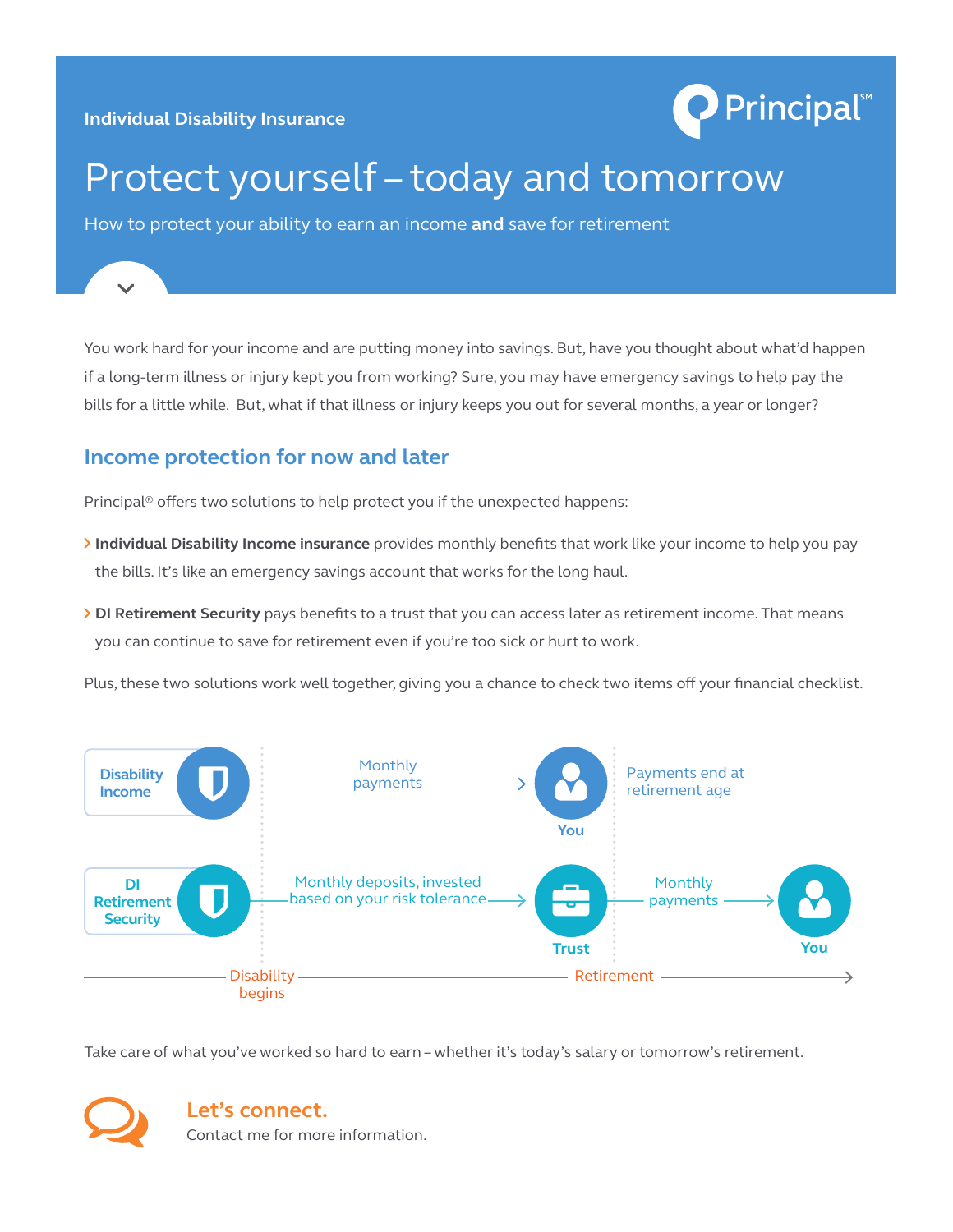Individual Disability Insurance

Principal[SM]

# Protect yourself – today and tomorrow

How to protect your ability to earn an income **and** save for retirement

You work hard for your income and are putting money into savings. But, have you thought about what'd happen if a long-term illness or injury kept you from working? Sure, you may have emergency savings to help pay the bills for a little while. But, what if that illness or injury keeps you out for several months, a year or longer?

## Income protection for now and later

Principal® offers two solutions to help protect you if the unexpected happens:

- **Individual Disability Income insurance** provides monthly benefits that work like your income to help you pay the bills. It's like an emergency savings account that works for the long haul.
- **DI Retirement Security** pays benefits to a trust that you can access later as retirement income. That means you can continue to save for retirement even if you're too sick or hurt to work.

Plus, these two solutions work well together, giving you a chance to check two items off your financial checklist.

Disability Income → Monthly payments → You — Payments end at retirement age

DI Retirement Security → Monthly deposits, invested based on your risk tolerance → Trust → Monthly payments → You

Disability begins — Retirement

Take care of what you've worked so hard to earn – whether it's today's salary or tomorrow's retirement.

**Let's connect.**

Contact me for more information.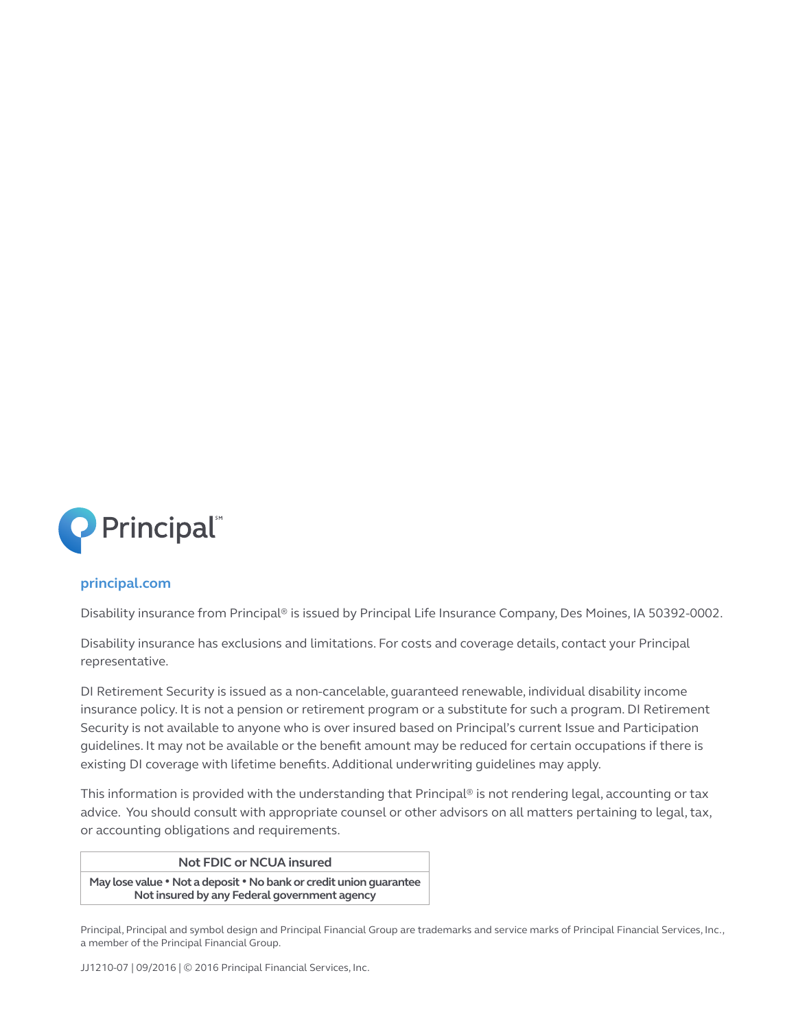Principal℠

**principal.com**

Disability insurance from Principal® is issued by Principal Life Insurance Company, Des Moines, IA 50392-0002.

Disability insurance has exclusions and limitations. For costs and coverage details, contact your Principal representative.

DI Retirement Security is issued as a non-cancelable, guaranteed renewable, individual disability income insurance policy. It is not a pension or retirement program or a substitute for such a program. DI Retirement Security is not available to anyone who is over insured based on Principal's current Issue and Participation guidelines. It may not be available or the benefit amount may be reduced for certain occupations if there is existing DI coverage with lifetime benefits. Additional underwriting guidelines may apply.

This information is provided with the understanding that Principal® is not rendering legal, accounting or tax advice. You should consult with appropriate counsel or other advisors on all matters pertaining to legal, tax, or accounting obligations and requirements.

| Not FDIC or NCUA insured |
|---|
| May lose value • Not a deposit • No bank or credit union guarantee<br>Not insured by any Federal government agency |

Principal, Principal and symbol design and Principal Financial Group are trademarks and service marks of Principal Financial Services, Inc., a member of the Principal Financial Group.

JJ1210-07 | 09/2016 | © 2016 Principal Financial Services, Inc.